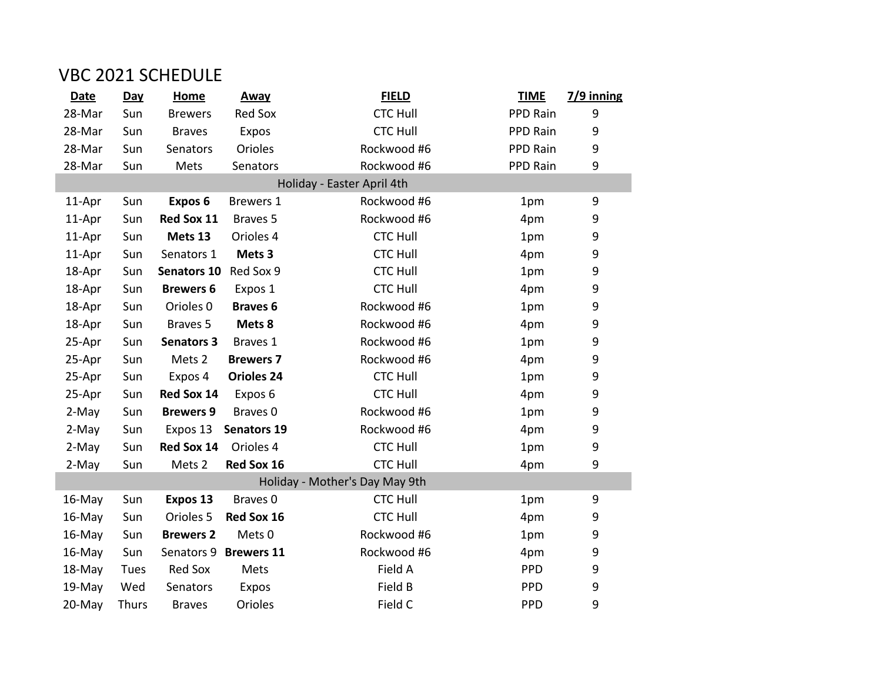# VBC 2021 SCHEDULE

| Date | Day | Home | Away | FIELD | TIME | 7/9 inning |
|---|---|---|---|---|---|---|
| 28-Mar | Sun | Brewers | Red Sox | CTC Hull | PPD Rain | 9 |
| 28-Mar | Sun | Braves | Expos | CTC Hull | PPD Rain | 9 |
| 28-Mar | Sun | Senators | Orioles | Rockwood #6 | PPD Rain | 9 |
| 28-Mar | Sun | Mets | Senators | Rockwood #6 | PPD Rain | 9 |
| Holiday - Easter April 4th | | | | | | |
| 11-Apr | Sun | **Expos 6** | Brewers 1 | Rockwood #6 | 1pm | 9 |
| 11-Apr | Sun | **Red Sox 11** | Braves 5 | Rockwood #6 | 4pm | 9 |
| 11-Apr | Sun | **Mets 13** | Orioles 4 | CTC Hull | 1pm | 9 |
| 11-Apr | Sun | Senators 1 | **Mets 3** | CTC Hull | 4pm | 9 |
| 18-Apr | Sun | **Senators 10** | Red Sox 9 | CTC Hull | 1pm | 9 |
| 18-Apr | Sun | **Brewers 6** | Expos 1 | CTC Hull | 4pm | 9 |
| 18-Apr | Sun | Orioles 0 | **Braves 6** | Rockwood #6 | 1pm | 9 |
| 18-Apr | Sun | Braves 5 | **Mets 8** | Rockwood #6 | 4pm | 9 |
| 25-Apr | Sun | **Senators 3** | Braves 1 | Rockwood #6 | 1pm | 9 |
| 25-Apr | Sun | Mets 2 | **Brewers 7** | Rockwood #6 | 4pm | 9 |
| 25-Apr | Sun | Expos 4 | **Orioles 24** | CTC Hull | 1pm | 9 |
| 25-Apr | Sun | **Red Sox 14** | Expos 6 | CTC Hull | 4pm | 9 |
| 2-May | Sun | **Brewers 9** | Braves 0 | Rockwood #6 | 1pm | 9 |
| 2-May | Sun | Expos 13 | **Senators 19** | Rockwood #6 | 4pm | 9 |
| 2-May | Sun | **Red Sox 14** | Orioles 4 | CTC Hull | 1pm | 9 |
| 2-May | Sun | Mets 2 | **Red Sox 16** | CTC Hull | 4pm | 9 |
| Holiday - Mother's Day May 9th | | | | | | |
| 16-May | Sun | **Expos 13** | Braves 0 | CTC Hull | 1pm | 9 |
| 16-May | Sun | Orioles 5 | **Red Sox 16** | CTC Hull | 4pm | 9 |
| 16-May | Sun | **Brewers 2** | Mets 0 | Rockwood #6 | 1pm | 9 |
| 16-May | Sun | Senators 9 | **Brewers 11** | Rockwood #6 | 4pm | 9 |
| 18-May | Tues | Red Sox | Mets | Field A | PPD | 9 |
| 19-May | Wed | Senators | Expos | Field B | PPD | 9 |
| 20-May | Thurs | Braves | Orioles | Field C | PPD | 9 |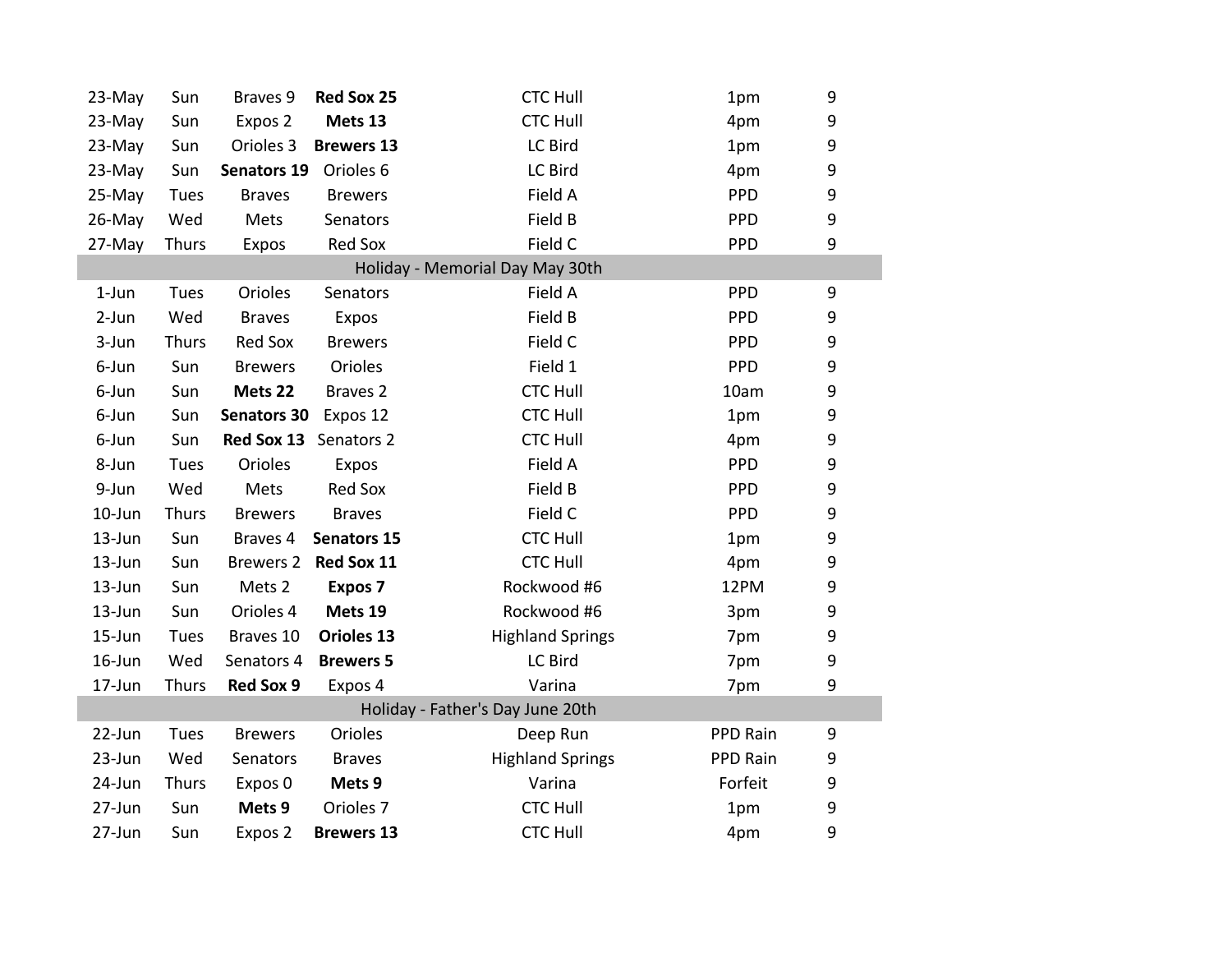| | | | | | | |
|---|---|---|---|---|---|---|
| 23-May | Sun | Braves 9 | **Red Sox 25** | CTC Hull | 1pm | 9 |
| 23-May | Sun | Expos 2 | **Mets 13** | CTC Hull | 4pm | 9 |
| 23-May | Sun | Orioles 3 | **Brewers 13** | LC Bird | 1pm | 9 |
| 23-May | Sun | **Senators 19** | Orioles 6 | LC Bird | 4pm | 9 |
| 25-May | Tues | Braves | Brewers | Field A | PPD | 9 |
| 26-May | Wed | Mets | Senators | Field B | PPD | 9 |
| 27-May | Thurs | Expos | Red Sox | Field C | PPD | 9 |
| Holiday - Memorial Day May 30th | | | | | | |
| 1-Jun | Tues | Orioles | Senators | Field A | PPD | 9 |
| 2-Jun | Wed | Braves | Expos | Field B | PPD | 9 |
| 3-Jun | Thurs | Red Sox | Brewers | Field C | PPD | 9 |
| 6-Jun | Sun | Brewers | Orioles | Field 1 | PPD | 9 |
| 6-Jun | Sun | **Mets 22** | Braves 2 | CTC Hull | 10am | 9 |
| 6-Jun | Sun | **Senators 30** | Expos 12 | CTC Hull | 1pm | 9 |
| 6-Jun | Sun | **Red Sox 13** | Senators 2 | CTC Hull | 4pm | 9 |
| 8-Jun | Tues | Orioles | Expos | Field A | PPD | 9 |
| 9-Jun | Wed | Mets | Red Sox | Field B | PPD | 9 |
| 10-Jun | Thurs | Brewers | Braves | Field C | PPD | 9 |
| 13-Jun | Sun | Braves 4 | **Senators 15** | CTC Hull | 1pm | 9 |
| 13-Jun | Sun | Brewers 2 | **Red Sox 11** | CTC Hull | 4pm | 9 |
| 13-Jun | Sun | Mets 2 | **Expos 7** | Rockwood #6 | 12PM | 9 |
| 13-Jun | Sun | Orioles 4 | **Mets 19** | Rockwood #6 | 3pm | 9 |
| 15-Jun | Tues | Braves 10 | **Orioles 13** | Highland Springs | 7pm | 9 |
| 16-Jun | Wed | Senators 4 | **Brewers 5** | LC Bird | 7pm | 9 |
| 17-Jun | Thurs | **Red Sox 9** | Expos 4 | Varina | 7pm | 9 |
| Holiday - Father's Day June 20th | | | | | | |
| 22-Jun | Tues | Brewers | Orioles | Deep Run | PPD Rain | 9 |
| 23-Jun | Wed | Senators | Braves | Highland Springs | PPD Rain | 9 |
| 24-Jun | Thurs | Expos 0 | **Mets 9** | Varina | Forfeit | 9 |
| 27-Jun | Sun | **Mets 9** | Orioles 7 | CTC Hull | 1pm | 9 |
| 27-Jun | Sun | Expos 2 | **Brewers 13** | CTC Hull | 4pm | 9 |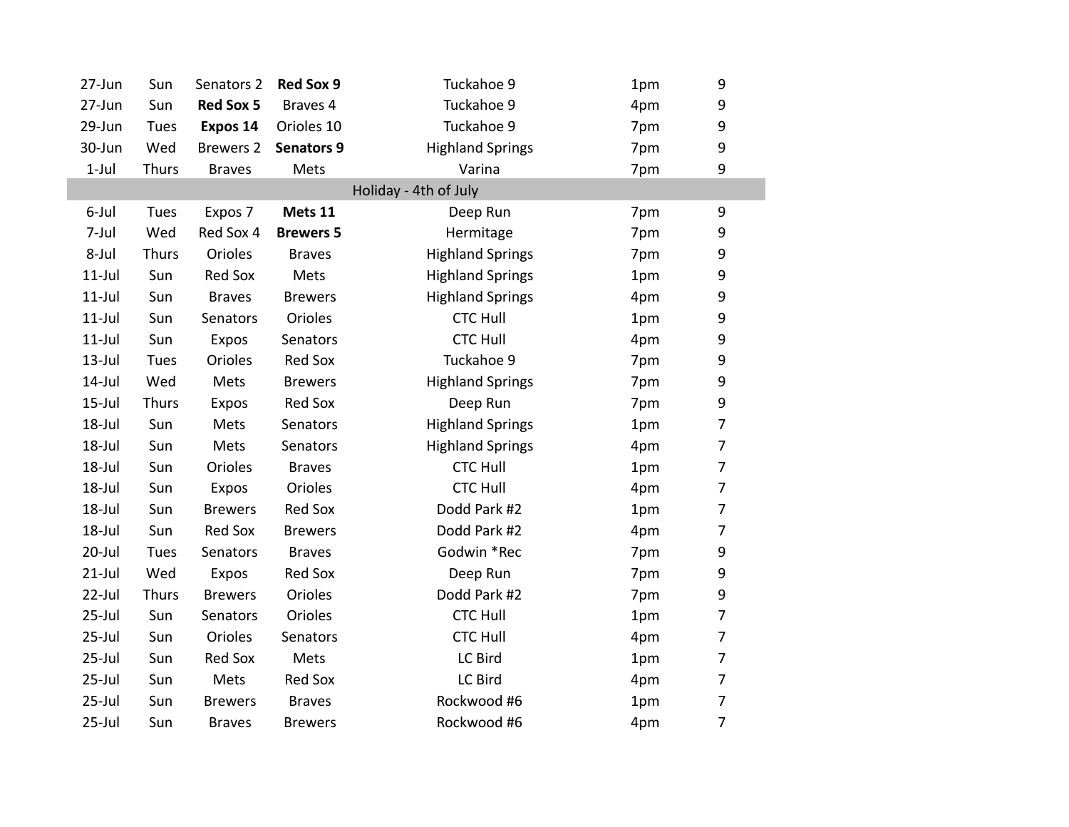| | | | | | | |
|---|---|---|---|---|---|---|
| 27-Jun | Sun | Senators 2 | **Red Sox 9** | Tuckahoe 9 | 1pm | 9 |
| 27-Jun | Sun | **Red Sox 5** | Braves 4 | Tuckahoe 9 | 4pm | 9 |
| 29-Jun | Tues | **Expos 14** | Orioles 10 | Tuckahoe 9 | 7pm | 9 |
| 30-Jun | Wed | Brewers 2 | **Senators 9** | Highland Springs | 7pm | 9 |
| 1-Jul | Thurs | Braves | Mets | Varina | 7pm | 9 |
| | | | Holiday - 4th of July | | | |
| 6-Jul | Tues | Expos 7 | **Mets 11** | Deep Run | 7pm | 9 |
| 7-Jul | Wed | Red Sox 4 | **Brewers 5** | Hermitage | 7pm | 9 |
| 8-Jul | Thurs | Orioles | Braves | Highland Springs | 7pm | 9 |
| 11-Jul | Sun | Red Sox | Mets | Highland Springs | 1pm | 9 |
| 11-Jul | Sun | Braves | Brewers | Highland Springs | 4pm | 9 |
| 11-Jul | Sun | Senators | Orioles | CTC Hull | 1pm | 9 |
| 11-Jul | Sun | Expos | Senators | CTC Hull | 4pm | 9 |
| 13-Jul | Tues | Orioles | Red Sox | Tuckahoe 9 | 7pm | 9 |
| 14-Jul | Wed | Mets | Brewers | Highland Springs | 7pm | 9 |
| 15-Jul | Thurs | Expos | Red Sox | Deep Run | 7pm | 9 |
| 18-Jul | Sun | Mets | Senators | Highland Springs | 1pm | 7 |
| 18-Jul | Sun | Mets | Senators | Highland Springs | 4pm | 7 |
| 18-Jul | Sun | Orioles | Braves | CTC Hull | 1pm | 7 |
| 18-Jul | Sun | Expos | Orioles | CTC Hull | 4pm | 7 |
| 18-Jul | Sun | Brewers | Red Sox | Dodd Park #2 | 1pm | 7 |
| 18-Jul | Sun | Red Sox | Brewers | Dodd Park #2 | 4pm | 7 |
| 20-Jul | Tues | Senators | Braves | Godwin *Rec | 7pm | 9 |
| 21-Jul | Wed | Expos | Red Sox | Deep Run | 7pm | 9 |
| 22-Jul | Thurs | Brewers | Orioles | Dodd Park #2 | 7pm | 9 |
| 25-Jul | Sun | Senators | Orioles | CTC Hull | 1pm | 7 |
| 25-Jul | Sun | Orioles | Senators | CTC Hull | 4pm | 7 |
| 25-Jul | Sun | Red Sox | Mets | LC Bird | 1pm | 7 |
| 25-Jul | Sun | Mets | Red Sox | LC Bird | 4pm | 7 |
| 25-Jul | Sun | Brewers | Braves | Rockwood #6 | 1pm | 7 |
| 25-Jul | Sun | Braves | Brewers | Rockwood #6 | 4pm | 7 |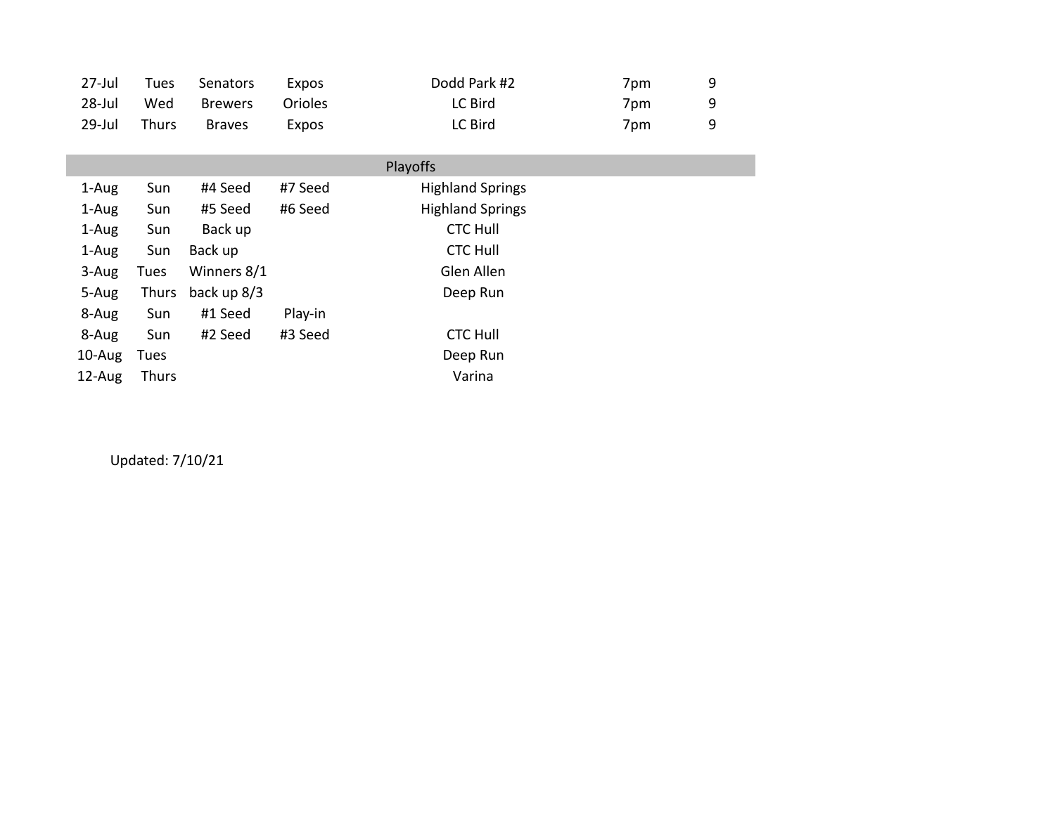| | | | | | | |
|---|---|---|---|---|---|---|
| 27-Jul | Tues | Senators | Expos | Dodd Park #2 | 7pm | 9 |
| 28-Jul | Wed | Brewers | Orioles | LC Bird | 7pm | 9 |
| 29-Jul | Thurs | Braves | Expos | LC Bird | 7pm | 9 |

| Playoffs | | | | | | |
|---|---|---|---|---|---|---|
| 1-Aug | Sun | #4 Seed | #7 Seed | Highland Springs | | |
| 1-Aug | Sun | #5 Seed | #6 Seed | Highland Springs | | |
| 1-Aug | Sun | Back up | | CTC Hull | | |
| 1-Aug | Sun | Back up | | CTC Hull | | |
| 3-Aug | Tues | Winners 8/1 | | Glen Allen | | |
| 5-Aug | Thurs | back up 8/3 | | Deep Run | | |
| 8-Aug | Sun | #1 Seed | Play-in | | | |
| 8-Aug | Sun | #2 Seed | #3 Seed | CTC Hull | | |
| 10-Aug | Tues | | | Deep Run | | |
| 12-Aug | Thurs | | | Varina | | |

Updated: 7/10/21